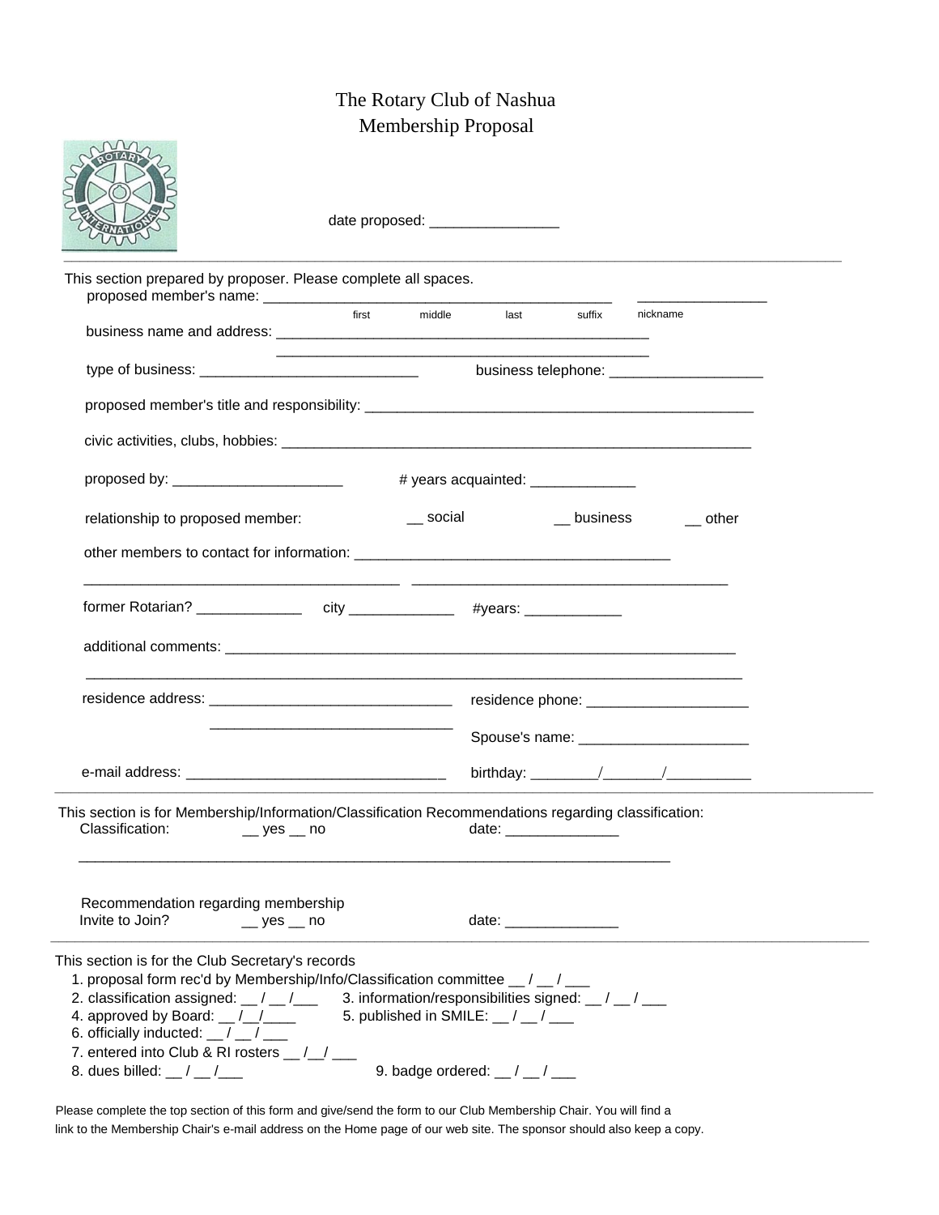# The Rotary Club of Nashua
## Membership Proposal

date proposed: ________________

---

This section prepared by proposer. Please complete all spaces.

proposed member's name: ____________________________________________ ________________
first middle last suffix nickname

business name and address: ________________________________________________
________________________________________________

type of business: ___________________________ business telephone: ___________________

proposed member's title and responsibility: ________________________________________________

civic activities, clubs, hobbies: ____________________________________________________________

proposed by: _____________________ # years acquainted: _____________

relationship to proposed member: __ social __ business __ other

other members to contact for information: _______________________________________

_______________________________________ _______________________________________

former Rotarian? _____________ city _____________ #years: ____________

additional comments: _________________________________________________________________

_________________________________________________________________________________

residence address: ______________________________ residence phone: ____________________

______________________________ Spouse's name: _____________________

e-mail address: ________________________________ birthday: ________/_______/__________

---

This section is for Membership/Information/Classification Recommendations regarding classification:

Classification: __ yes __ no date: ______________

___________________________________________________________________________

Recommendation regarding membership

Invite to Join? __ yes __ no date: ______________

---

This section is for the Club Secretary's records

1. proposal form rec'd by Membership/Info/Classification committee __ / __ / ___
2. classification assigned: __ / __ /___
3. information/responsibilities signed: __ / __ / ___
4. approved by Board: __ /__/____
5. published in SMILE: __ / __ / ___
6. officially inducted: __ / __ / ___
7. entered into Club & RI rosters __ /__/ ___
8. dues billed: __ / __ /___
9. badge ordered: __ / __ / ___

Please complete the top section of this form and give/send the form to our Club Membership Chair. You will find a link to the Membership Chair's e-mail address on the Home page of our web site. The sponsor should also keep a copy.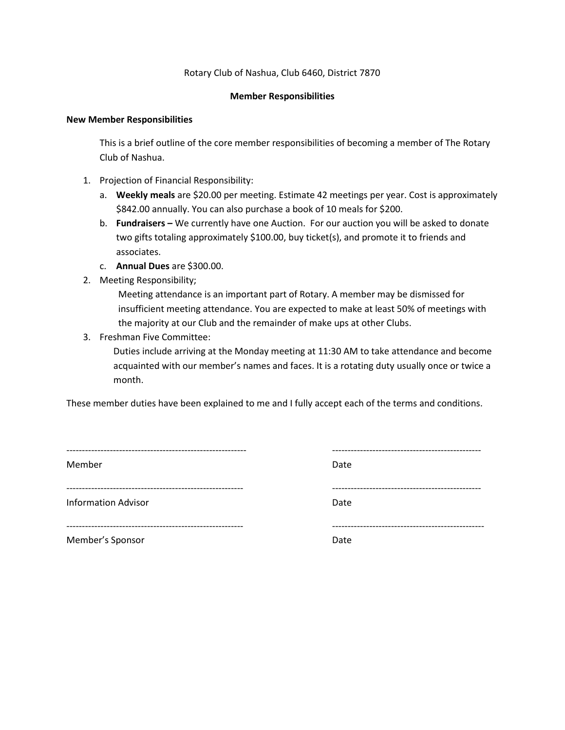Rotary Club of Nashua, Club 6460, District 7870

**Member Responsibilities**

**New Member Responsibilities**

This is a brief outline of the core member responsibilities of becoming a member of The Rotary Club of Nashua.

1. Projection of Financial Responsibility:
   a. **Weekly meals** are $20.00 per meeting. Estimate 42 meetings per year. Cost is approximately $842.00 annually. You can also purchase a book of 10 meals for $200.
   b. **Fundraisers –** We currently have one Auction. For our auction you will be asked to donate two gifts totaling approximately $100.00, buy ticket(s), and promote it to friends and associates.
   c. **Annual Dues** are $300.00.
2. Meeting Responsibility;
   Meeting attendance is an important part of Rotary. A member may be dismissed for insufficient meeting attendance. You are expected to make at least 50% of meetings with the majority at our Club and the remainder of make ups at other Clubs.
3. Freshman Five Committee:
   Duties include arriving at the Monday meeting at 11:30 AM to take attendance and become acquainted with our member's names and faces. It is a rotating duty usually once or twice a month.

These member duties have been explained to me and I fully accept each of the terms and conditions.

| | |
|---|---|
| --------------------------------------------------------- | ----------------------------------------------- |
| Member | Date |
| --------------------------------------------------------- | ----------------------------------------------- |
| Information Advisor | Date |
| --------------------------------------------------------- | ----------------------------------------------- |
| Member's Sponsor | Date |